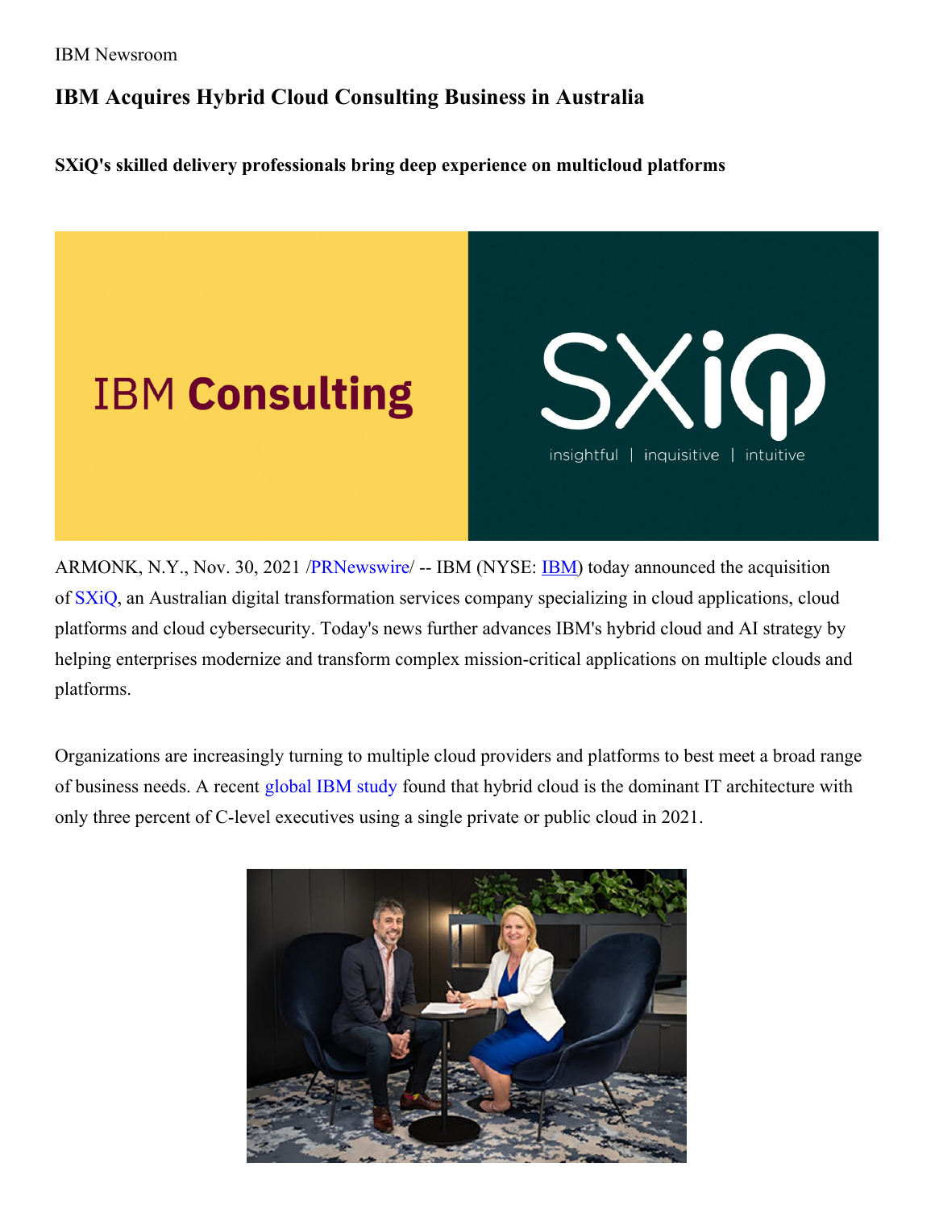IBM Newsroom

# IBM Acquires Hybrid Cloud Consulting Business in Australia

**SXiQ's skilled delivery professionals bring deep experience on multicloud platforms**

ARMONK, N.Y., Nov. 30, 2021 /PRNewswire/ -- IBM (NYSE: IBM) today announced the acquisition of SXiQ, an Australian digital transformation services company specializing in cloud applications, cloud platforms and cloud cybersecurity. Today's news further advances IBM's hybrid cloud and AI strategy by helping enterprises modernize and transform complex mission-critical applications on multiple clouds and platforms.

Organizations are increasingly turning to multiple cloud providers and platforms to best meet a broad range of business needs. A recent global IBM study found that hybrid cloud is the dominant IT architecture with only three percent of C-level executives using a single private or public cloud in 2021.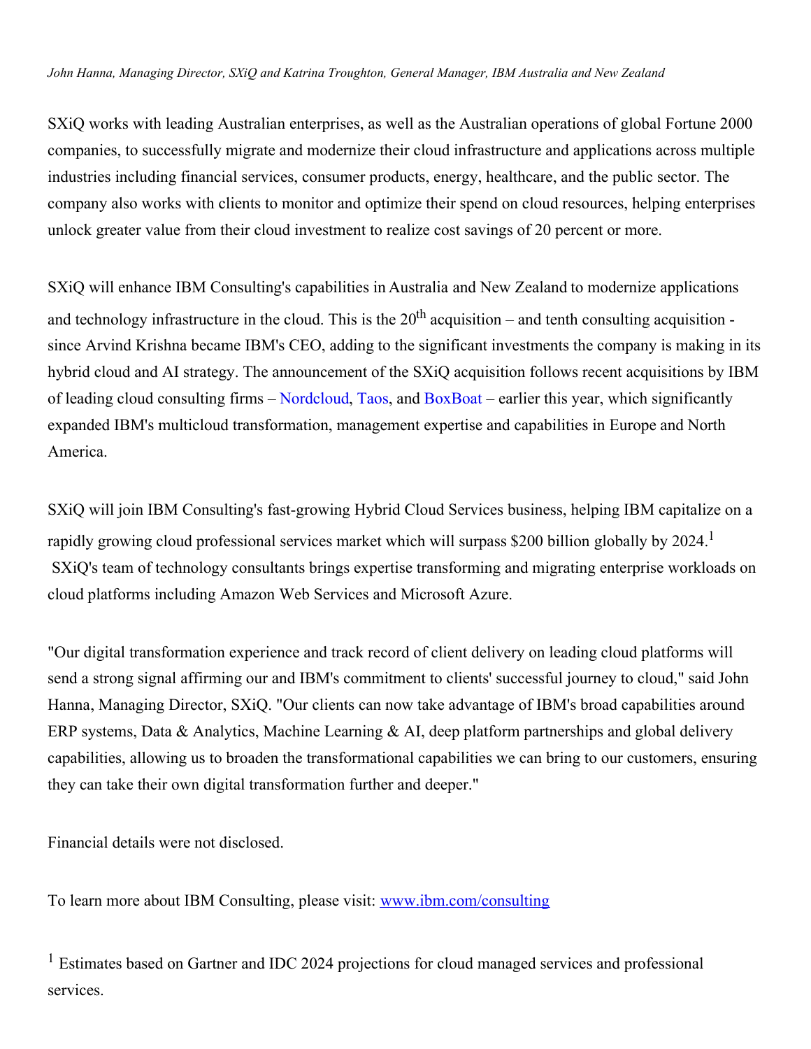*John Hanna, Managing Director, SXiQ and Katrina Troughton, General Manager, IBM Australia and New Zealand*

SXiQ works with leading Australian enterprises, as well as the Australian operations of global Fortune 2000 companies, to successfully migrate and modernize their cloud infrastructure and applications across multiple industries including financial services, consumer products, energy, healthcare, and the public sector. The company also works with clients to monitor and optimize their spend on cloud resources, helping enterprises unlock greater value from their cloud investment to realize cost savings of 20 percent or more.

SXiQ will enhance IBM Consulting's capabilities in Australia and New Zealand to modernize applications and technology infrastructure in the cloud. This is the 20th acquisition – and tenth consulting acquisition - since Arvind Krishna became IBM's CEO, adding to the significant investments the company is making in its hybrid cloud and AI strategy. The announcement of the SXiQ acquisition follows recent acquisitions by IBM of leading cloud consulting firms – Nordcloud, Taos, and BoxBoat – earlier this year, which significantly expanded IBM's multicloud transformation, management expertise and capabilities in Europe and North America.

SXiQ will join IBM Consulting's fast-growing Hybrid Cloud Services business, helping IBM capitalize on a rapidly growing cloud professional services market which will surpass $200 billion globally by 2024.[1] SXiQ's team of technology consultants brings expertise transforming and migrating enterprise workloads on cloud platforms including Amazon Web Services and Microsoft Azure.

"Our digital transformation experience and track record of client delivery on leading cloud platforms will send a strong signal affirming our and IBM's commitment to clients' successful journey to cloud," said John Hanna, Managing Director, SXiQ. "Our clients can now take advantage of IBM's broad capabilities around ERP systems, Data & Analytics, Machine Learning & AI, deep platform partnerships and global delivery capabilities, allowing us to broaden the transformational capabilities we can bring to our customers, ensuring they can take their own digital transformation further and deeper."

Financial details were not disclosed.

To learn more about IBM Consulting, please visit: [www.ibm.com/consulting](http://www.ibm.com/consulting)

[1] Estimates based on Gartner and IDC 2024 projections for cloud managed services and professional services.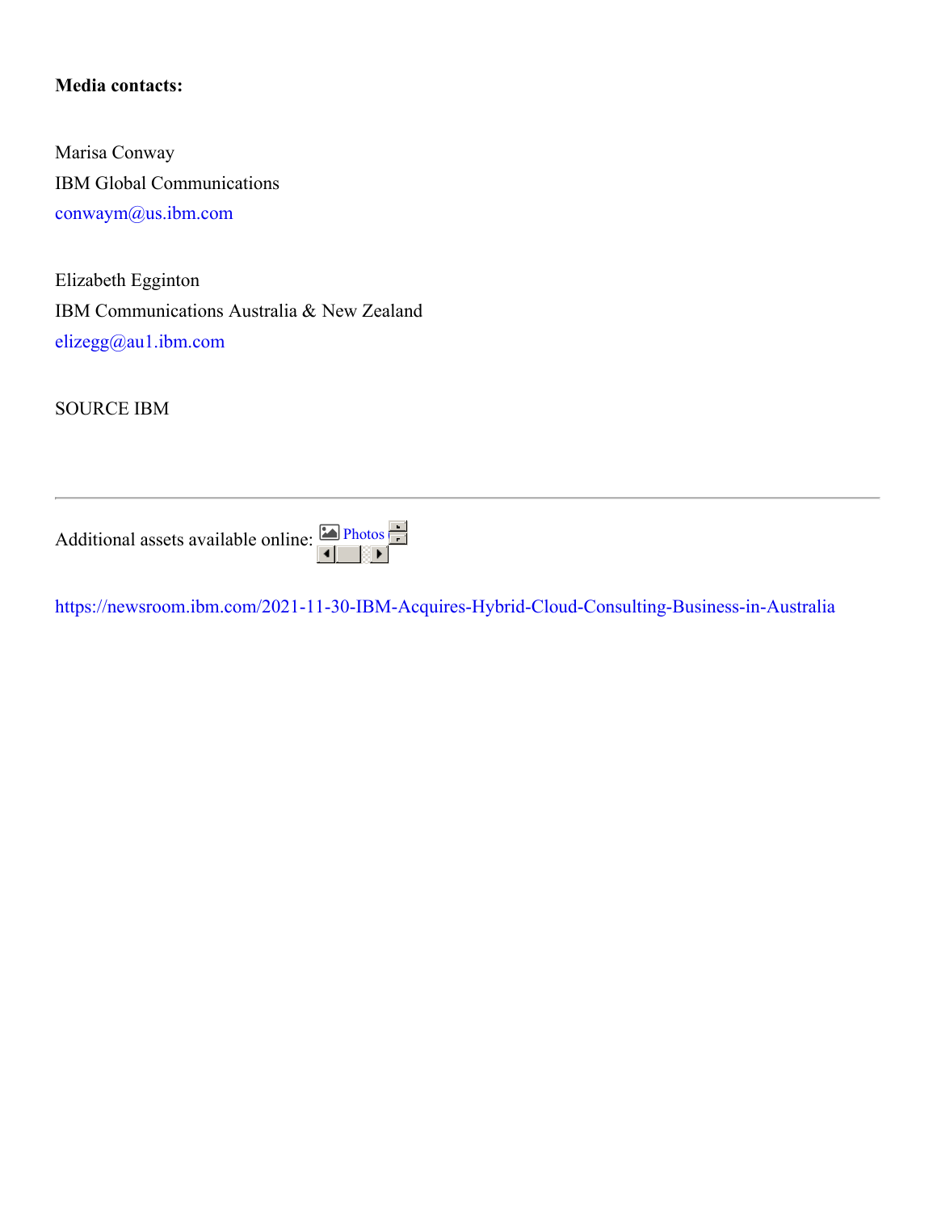**Media contacts:**

Marisa Conway
IBM Global Communications
conwaym@us.ibm.com

Elizabeth Egginton
IBM Communications Australia & New Zealand
elizegg@au1.ibm.com

SOURCE IBM

---

Additional assets available online: Photos

https://newsroom.ibm.com/2021-11-30-IBM-Acquires-Hybrid-Cloud-Consulting-Business-in-Australia